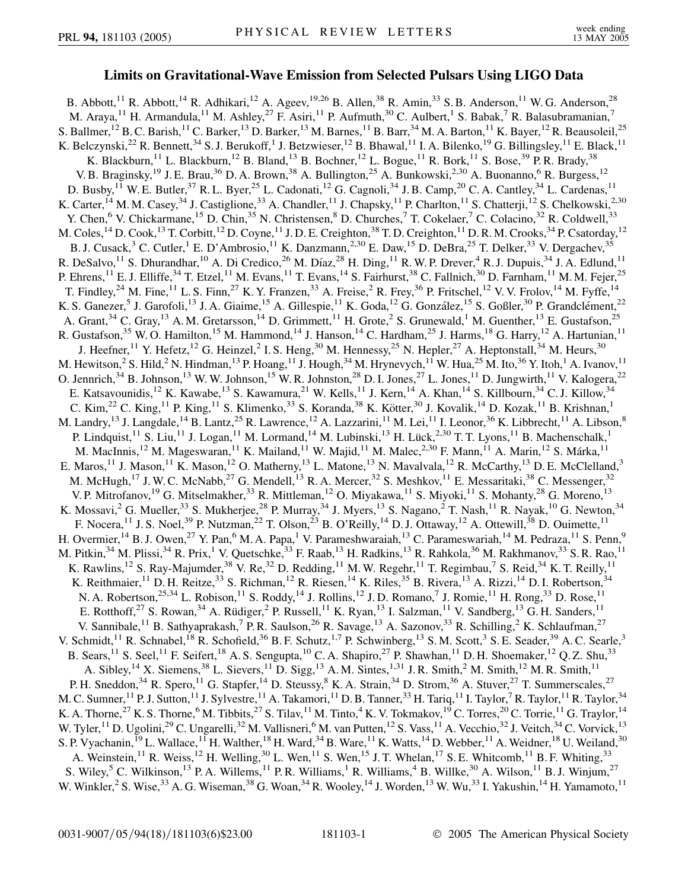# Limits on Gravitational-Wave Emission from Selected Pulsars Using LIGO Data

B. Abbott,[11] R. Abbott,[14] R. Adhikari,[12] A. Ageev,[19,26] B. Allen,[38] R. Amin,[33] S. B. Anderson,[11] W. G. Anderson,[28] M. Araya,[11] H. Armandula,[11] M. Ashley,[27] F. Asiri,[11] P. Aufmuth,[30] C. Aulbert,[1] S. Babak,[7] R. Balasubramanian,[7] S. Ballmer,[12] B. C. Barish,[11] C. Barker,[13] D. Barker,[13] M. Barnes,[11] B. Barr,[34] M. A. Barton,[11] K. Bayer,[12] R. Beausoleil,[25] K. Belczynski,[22] R. Bennett,[34] S. J. Berukoff,[1] J. Betzwieser,[12] B. Bhawal,[11] I. A. Bilenko,[19] G. Billingsley,[11] E. Black,[11] K. Blackburn,[11] L. Blackburn,[12] B. Bland,[13] B. Bochner,[12] L. Bogue,[11] R. Bork,[11] S. Bose,[39] P. R. Brady,[38] V. B. Braginsky,[19] J. E. Brau,[36] D. A. Brown,[38] A. Bullington,[25] A. Bunkowski,[2,30] A. Buonanno,[6] R. Burgess,[12] D. Busby,[11] W. E. Butler,[37] R. L. Byer,[25] L. Cadonati,[12] G. Cagnoli,[34] J. B. Camp,[20] C. A. Cantley,[34] L. Cardenas,[11] K. Carter,[14] M. M. Casey,[34] J. Castiglione,[33] A. Chandler,[11] J. Chapsky,[11] P. Charlton,[11] S. Chatterji,[12] S. Chelkowski,[2,30] Y. Chen,[6] V. Chickarmane,[15] D. Chin,[35] N. Christensen,[8] D. Churches,[7] T. Cokelaer,[7] C. Colacino,[32] R. Coldwell,[33] M. Coles,[14] D. Cook,[13] T. Corbitt,[12] D. Coyne,[11] J. D. E. Creighton,[38] T. D. Creighton,[11] D. R. M. Crooks,[34] P. Csatorday,[12] B. J. Cusack,[3] C. Cutler,[1] E. D'Ambrosio,[11] K. Danzmann,[2,30] E. Daw,[15] D. DeBra,[25] T. Delker,[33] V. Dergachev,[35] R. DeSalvo,[11] S. Dhurandhar,[10] A. Di Credico,[26] M. Díaz,[28] H. Ding,[11] R. W. P. Drever,[4] R. J. Dupuis,[34] J. A. Edlund,[11] P. Ehrens,[11] E. J. Elliffe,[34] T. Etzel,[11] M. Evans,[11] T. Evans,[14] S. Fairhurst,[38] C. Fallnich,[30] D. Farnham,[11] M. M. Fejer,[25] T. Findley,[24] M. Fine,[11] L. S. Finn,[27] K. Y. Franzen,[33] A. Freise,[2] R. Frey,[36] P. Fritschel,[12] V. V. Frolov,[14] M. Fyffe,[14] K. S. Ganezer,[5] J. Garofoli,[13] J. A. Giaime,[15] A. Gillespie,[11] K. Goda,[12] G. González,[15] S. Goßler,[30] P. Grandclément,[22] A. Grant,[34] C. Gray,[13] A. M. Gretarsson,[14] D. Grimmett,[11] H. Grote,[2] S. Grunewald,[1] M. Guenther,[13] E. Gustafson,[25] R. Gustafson,[35] W. O. Hamilton,[15] M. Hammond,[14] J. Hanson,[14] C. Hardham,[25] J. Harms,[18] G. Harry,[12] A. Hartunian,[11] J. Heefner,[11] Y. Hefetz,[12] G. Heinzel,[2] I. S. Heng,[30] M. Hennessy,[25] N. Hepler,[27] A. Heptonstall,[34] M. Heurs,[30] M. Hewitson,[2] S. Hild,[2] N. Hindman,[13] P. Hoang,[11] J. Hough,[34] M. Hrynevych,[11] W. Hua,[25] M. Ito,[36] Y. Itoh,[1] A. Ivanov,[11] O. Jennrich,[34] B. Johnson,[13] W. W. Johnson,[15] W. R. Johnston,[28] D. I. Jones,[27] L. Jones,[11] D. Jungwirth,[11] V. Kalogera,[22] E. Katsavounidis,[12] K. Kawabe,[13] S. Kawamura,[21] W. Kells,[11] J. Kern,[14] A. Khan,[14] S. Killbourn,[34] C. J. Killow,[34] C. Kim,[22] C. King,[11] P. King,[11] S. Klimenko,[33] S. Koranda,[38] K. Kötter,[30] J. Kovalik,[14] D. Kozak,[11] B. Krishnan,[1] M. Landry,[13] J. Langdale,[14] B. Lantz,[25] R. Lawrence,[12] A. Lazzarini,[11] M. Lei,[11] I. Leonor,[36] K. Libbrecht,[11] A. Libson,[8] P. Lindquist,[11] S. Liu,[11] J. Logan,[11] M. Lormand,[14] M. Lubinski,[13] H. Lück,[2,30] T. T. Lyons,[11] B. Machenschalk,[1] M. MacInnis,[12] M. Mageswaran,[11] K. Mailand,[11] W. Majid,[11] M. Malec,[2,30] F. Mann,[11] A. Marin,[12] S. Márka,[11] E. Maros,[11] J. Mason,[11] K. Mason,[12] O. Matherny,[13] L. Matone,[13] N. Mavalvala,[12] R. McCarthy,[13] D. E. McClelland,[3] M. McHugh,[17] J. W. C. McNabb,[27] G. Mendell,[13] R. A. Mercer,[32] S. Meshkov,[11] E. Messaritaki,[38] C. Messenger,[32] V. P. Mitrofanov,[19] G. Mitselmakher,[33] R. Mittleman,[12] O. Miyakawa,[11] S. Miyoki,[11] S. Mohanty,[28] G. Moreno,[13] K. Mossavi,[2] G. Mueller,[33] S. Mukherjee,[28] P. Murray,[34] J. Myers,[13] S. Nagano,[2] T. Nash,[11] R. Nayak,[10] G. Newton,[34] F. Nocera,[11] J. S. Noel,[39] P. Nutzman,[22] T. Olson,[23] B. O'Reilly,[14] D. J. Ottaway,[12] A. Ottewill,[38] D. Ouimette,[11] H. Overmier,[14] B. J. Owen,[27] Y. Pan,[6] M. A. Papa,[1] V. Parameshwaraiah,[13] C. Parameswariah,[14] M. Pedraza,[11] S. Penn,[9] M. Pitkin,[34] M. Plissi,[34] R. Prix,[1] V. Quetschke,[33] F. Raab,[13] H. Radkins,[13] R. Rahkola,[36] M. Rakhmanov,[33] S. R. Rao,[11] K. Rawlins,[12] S. Ray-Majumder,[38] V. Re,[32] D. Redding,[11] M. W. Regehr,[11] T. Regimbau,[7] S. Reid,[34] K. T. Reilly,[11] K. Reithmaier,[11] D. H. Reitze,[33] S. Richman,[12] R. Riesen,[14] K. Riles,[35] B. Rivera,[13] A. Rizzi,[14] D. I. Robertson,[34] N. A. Robertson,[25,34] L. Robison,[11] S. Roddy,[14] J. Rollins,[12] J. D. Romano,[7] J. Romie,[11] H. Rong,[33] D. Rose,[11] E. Rotthoff,[27] S. Rowan,[34] A. Rüdiger,[2] P. Russell,[11] K. Ryan,[13] I. Salzman,[11] V. Sandberg,[13] G. H. Sanders,[11] V. Sannibale,[11] B. Sathyaprakash,[7] P. R. Saulson,[26] R. Savage,[13] A. Sazonov,[33] R. Schilling,[2] K. Schlaufman,[27] V. Schmidt,[11] R. Schnabel,[18] R. Schofield,[36] B. F. Schutz,[1,7] P. Schwinberg,[13] S. M. Scott,[3] S. E. Seader,[39] A. C. Searle,[3] B. Sears,[11] S. Seel,[11] F. Seifert,[18] A. S. Sengupta,[10] C. A. Shapiro,[27] P. Shawhan,[11] D. H. Shoemaker,[12] Q. Z. Shu,[33] A. Sibley,[14] X. Siemens,[38] L. Sievers,[11] D. Sigg,[13] A. M. Sintes,[1,31] J. R. Smith,[2] M. Smith,[12] M. R. Smith,[11] P. H. Sneddon,[34] R. Spero,[11] G. Stapfer,[14] D. Steussy,[8] K. A. Strain,[34] D. Strom,[36] A. Stuver,[27] T. Summerscales,[27] M. C. Sumner,[11] P. J. Sutton,[11] J. Sylvestre,[11] A. Takamori,[11] D. B. Tanner,[33] H. Tariq,[11] I. Taylor,[7] R. Taylor,[11] R. Taylor,[34] K. A. Thorne,[27] K. S. Thorne,[6] M. Tibbits,[27] S. Tilav,[11] M. Tinto,[4] K. V. Tokmakov,[19] C. Torres,[20] C. Torrie,[11] G. Traylor,[14] W. Tyler,[11] D. Ugolini,[29] C. Ungarelli,[32] M. Vallisneri,[6] M. van Putten,[12] S. Vass,[11] A. Vecchio,[32] J. Veitch,[34] C. Vorvick,[13] S. P. Vyachanin,[19] L. Wallace,[11] H. Walther,[18] H. Ward,[34] B. Ware,[11] K. Watts,[14] D. Webber,[11] A. Weidner,[18] U. Weiland,[30] A. Weinstein,[11] R. Weiss,[12] H. Welling,[30] L. Wen,[11] S. Wen,[15] J. T. Whelan,[17] S. E. Whitcomb,[11] B. F. Whiting,[33] S. Wiley,[5] C. Wilkinson,[13] P. A. Willems,[11] P. R. Williams,[1] R. Williams,[4] B. Willke,[30] A. Wilson,[11] B. J. Winjum,[27] W. Winkler,[2] S. Wise,[33] A. G. Wiseman,[38] G. Woan,[34] R. Wooley,[14] J. Worden,[13] W. Wu,[33] I. Yakushin,[14] H. Yamamoto,[11]

0031-9007/05/94(18)/181103(6)$23.00 © 2005 The American Physical Society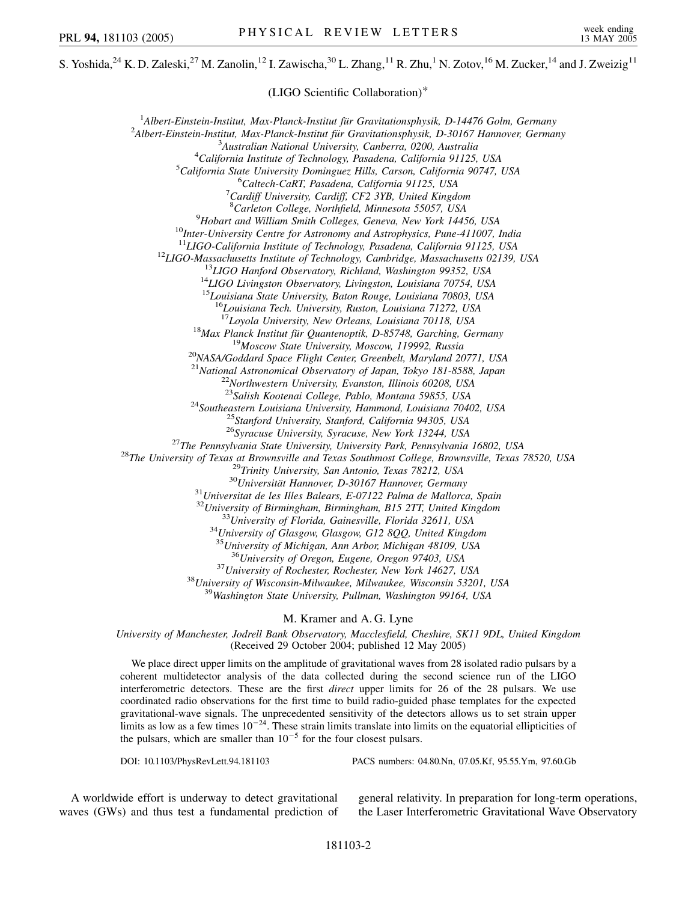S. Yoshida,[24] K. D. Zaleski,[27] M. Zanolin,[12] I. Zawischa,[30] L. Zhang,[11] R. Zhu,[1] N. Zotov,[16] M. Zucker,[14] and J. Zweizig[11]

(LIGO Scientific Collaboration)*

[1]Albert-Einstein-Institut, Max-Planck-Institut für Gravitationsphysik, D-14476 Golm, Germany
[2]Albert-Einstein-Institut, Max-Planck-Institut für Gravitationsphysik, D-30167 Hannover, Germany
[3]Australian National University, Canberra, 0200, Australia
[4]California Institute of Technology, Pasadena, California 91125, USA
[5]California State University Dominguez Hills, Carson, California 90747, USA
[6]Caltech-CaRT, Pasadena, California 91125, USA
[7]Cardiff University, Cardiff, CF2 3YB, United Kingdom
[8]Carleton College, Northfield, Minnesota 55057, USA
[9]Hobart and William Smith Colleges, Geneva, New York 14456, USA
[10]Inter-University Centre for Astronomy and Astrophysics, Pune-411007, India
[11]LIGO-California Institute of Technology, Pasadena, California 91125, USA
[12]LIGO-Massachusetts Institute of Technology, Cambridge, Massachusetts 02139, USA
[13]LIGO Hanford Observatory, Richland, Washington 99352, USA
[14]LIGO Livingston Observatory, Livingston, Louisiana 70754, USA
[15]Louisiana State University, Baton Rouge, Louisiana 70803, USA
[16]Louisiana Tech. University, Ruston, Louisiana 71272, USA
[17]Loyola University, New Orleans, Louisiana 70118, USA
[18]Max Planck Institut für Quantenoptik, D-85748, Garching, Germany
[19]Moscow State University, Moscow, 119992, Russia
[20]NASA/Goddard Space Flight Center, Greenbelt, Maryland 20771, USA
[21]National Astronomical Observatory of Japan, Tokyo 181-8588, Japan
[22]Northwestern University, Evanston, Illinois 60208, USA
[23]Salish Kootenai College, Pablo, Montana 59855, USA
[24]Southeastern Louisiana University, Hammond, Louisiana 70402, USA
[25]Stanford University, Stanford, California 94305, USA
[26]Syracuse University, Syracuse, New York 13244, USA
[27]The Pennsylvania State University, University Park, Pennsylvania 16802, USA
[28]The University of Texas at Brownsville and Texas Southmost College, Brownsville, Texas 78520, USA
[29]Trinity University, San Antonio, Texas 78212, USA
[30]Universität Hannover, D-30167 Hannover, Germany
[31]Universitat de les Illes Balears, E-07122 Palma de Mallorca, Spain
[32]University of Birmingham, Birmingham, B15 2TT, United Kingdom
[33]University of Florida, Gainesville, Florida 32611, USA
[34]University of Glasgow, Glasgow, G12 8QQ, United Kingdom
[35]University of Michigan, Ann Arbor, Michigan 48109, USA
[36]University of Oregon, Eugene, Oregon 97403, USA
[37]University of Rochester, Rochester, New York 14627, USA
[38]University of Wisconsin-Milwaukee, Milwaukee, Wisconsin 53201, USA
[39]Washington State University, Pullman, Washington 99164, USA

M. Kramer and A. G. Lyne

*University of Manchester, Jodrell Bank Observatory, Macclesfield, Cheshire, SK11 9DL, United Kingdom*
(Received 29 October 2004; published 12 May 2005)

We place direct upper limits on the amplitude of gravitational waves from 28 isolated radio pulsars by a coherent multidetector analysis of the data collected during the second science run of the LIGO interferometric detectors. These are the first *direct* upper limits for 26 of the 28 pulsars. We use coordinated radio observations for the first time to build radio-guided phase templates for the expected gravitational-wave signals. The unprecedented sensitivity of the detectors allows us to set strain upper limits as low as a few times $10^{-24}$. These strain limits translate into limits on the equatorial ellipticities of the pulsars, which are smaller than $10^{-5}$ for the four closest pulsars.

DOI: 10.1103/PhysRevLett.94.181103 PACS numbers: 04.80.Nn, 07.05.Kf, 95.55.Ym, 97.60.Gb

A worldwide effort is underway to detect gravitational waves (GWs) and thus test a fundamental prediction of general relativity. In preparation for long-term operations, the Laser Interferometric Gravitational Wave Observatory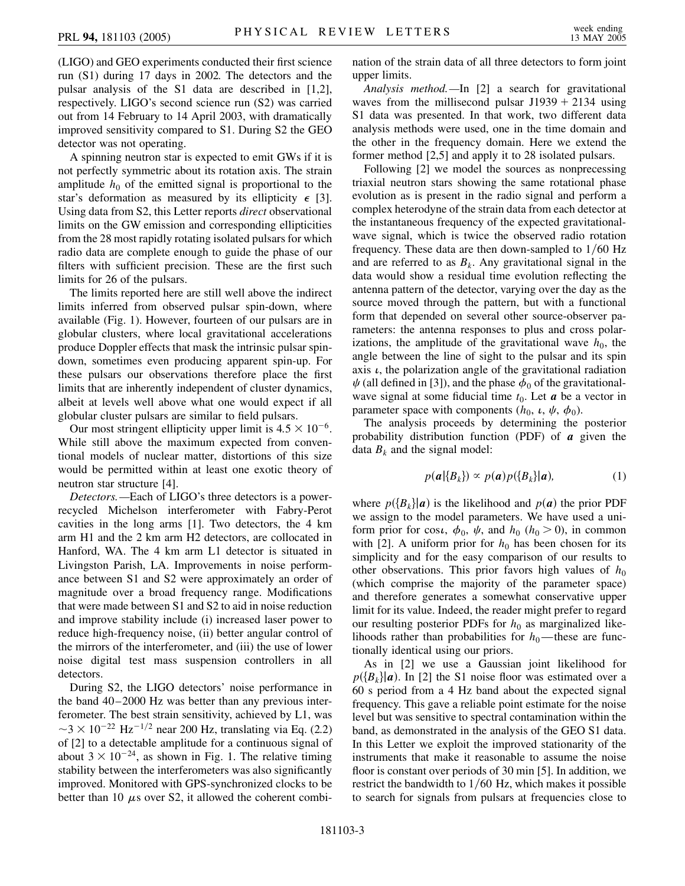(LIGO) and GEO experiments conducted their first science run (S1) during 17 days in 2002. The detectors and the pulsar analysis of the S1 data are described in [1,2], respectively. LIGO's second science run (S2) was carried out from 14 February to 14 April 2003, with dramatically improved sensitivity compared to S1. During S2 the GEO detector was not operating.

A spinning neutron star is expected to emit GWs if it is not perfectly symmetric about its rotation axis. The strain amplitude $h_0$ of the emitted signal is proportional to the star's deformation as measured by its ellipticity $\epsilon$ [3]. Using data from S2, this Letter reports *direct* observational limits on the GW emission and corresponding ellipticities from the 28 most rapidly rotating isolated pulsars for which radio data are complete enough to guide the phase of our filters with sufficient precision. These are the first such limits for 26 of the pulsars.

The limits reported here are still well above the indirect limits inferred from observed pulsar spin-down, where available (Fig. 1). However, fourteen of our pulsars are in globular clusters, where local gravitational accelerations produce Doppler effects that mask the intrinsic pulsar spin-down, sometimes even producing apparent spin-up. For these pulsars our observations therefore place the first limits that are inherently independent of cluster dynamics, albeit at levels well above what one would expect if all globular cluster pulsars are similar to field pulsars.

Our most stringent ellipticity upper limit is $4.5 \times 10^{-6}$. While still above the maximum expected from conventional models of nuclear matter, distortions of this size would be permitted within at least one exotic theory of neutron star structure [4].

*Detectors.*—Each of LIGO's three detectors is a power-recycled Michelson interferometer with Fabry-Perot cavities in the long arms [1]. Two detectors, the 4 km arm H1 and the 2 km arm H2 detectors, are collocated in Hanford, WA. The 4 km arm L1 detector is situated in Livingston Parish, LA. Improvements in noise performance between S1 and S2 were approximately an order of magnitude over a broad frequency range. Modifications that were made between S1 and S2 to aid in noise reduction and improve stability include (i) increased laser power to reduce high-frequency noise, (ii) better angular control of the mirrors of the interferometer, and (iii) the use of lower noise digital test mass suspension controllers in all detectors.

During S2, the LIGO detectors' noise performance in the band 40–2000 Hz was better than any previous interferometer. The best strain sensitivity, achieved by L1, was $\sim 3 \times 10^{-22}$ Hz$^{-1/2}$ near 200 Hz, translating via Eq. (2.2) of [2] to a detectable amplitude for a continuous signal of about $3 \times 10^{-24}$, as shown in Fig. 1. The relative timing stability between the interferometers was also significantly improved. Monitored with GPS-synchronized clocks to be better than 10 $\mu$s over S2, it allowed the coherent combination of the strain data of all three detectors to form joint upper limits.

*Analysis method.*—In [2] a search for gravitational waves from the millisecond pulsar J1939 + 2134 using S1 data was presented. In that work, two different data analysis methods were used, one in the time domain and the other in the frequency domain. Here we extend the former method [2,5] and apply it to 28 isolated pulsars.

Following [2] we model the sources as nonprecessing triaxial neutron stars showing the same rotational phase evolution as is present in the radio signal and perform a complex heterodyne of the strain data from each detector at the instantaneous frequency of the expected gravitational-wave signal, which is twice the observed radio rotation frequency. These data are then down-sampled to $1/60$ Hz and are referred to as $B_k$. Any gravitational signal in the data would show a residual time evolution reflecting the antenna pattern of the detector, varying over the day as the source moved through the pattern, but with a functional form that depended on several other source-observer parameters: the antenna responses to plus and cross polarizations, the amplitude of the gravitational wave $h_0$, the angle between the line of sight to the pulsar and its spin axis $\iota$, the polarization angle of the gravitational radiation $\psi$ (all defined in [3]), and the phase $\phi_0$ of the gravitational-wave signal at some fiducial time $t_0$. Let $\boldsymbol{a}$ be a vector in parameter space with components $(h_0, \iota, \psi, \phi_0)$.

The analysis proceeds by determining the posterior probability distribution function (PDF) of $\boldsymbol{a}$ given the data $B_k$ and the signal model:

$$p(\boldsymbol{a}|\{B_k\}) \propto p(\boldsymbol{a})p(\{B_k\}|\boldsymbol{a}), \tag{1}$$

where $p(\{B_k\}|\boldsymbol{a})$ is the likelihood and $p(\boldsymbol{a})$ the prior PDF we assign to the model parameters. We have used a uniform prior for $\cos\iota$, $\phi_0$, $\psi$, and $h_0$ ($h_0 > 0$), in common with [2]. A uniform prior for $h_0$ has been chosen for its simplicity and for the easy comparison of our results to other observations. This prior favors high values of $h_0$ (which comprise the majority of the parameter space) and therefore generates a somewhat conservative upper limit for its value. Indeed, the reader might prefer to regard our resulting posterior PDFs for $h_0$ as marginalized likelihoods rather than probabilities for $h_0$—these are functionally identical using our priors.

As in [2] we use a Gaussian joint likelihood for $p(\{B_k\}|\boldsymbol{a})$. In [2] the S1 noise floor was estimated over a 60 s period from a 4 Hz band about the expected signal frequency. This gave a reliable point estimate for the noise level but was sensitive to spectral contamination within the band, as demonstrated in the analysis of the GEO S1 data. In this Letter we exploit the improved stationarity of the instruments that make it reasonable to assume the noise floor is constant over periods of 30 min [5]. In addition, we restrict the bandwidth to $1/60$ Hz, which makes it possible to search for signals from pulsars at frequencies close to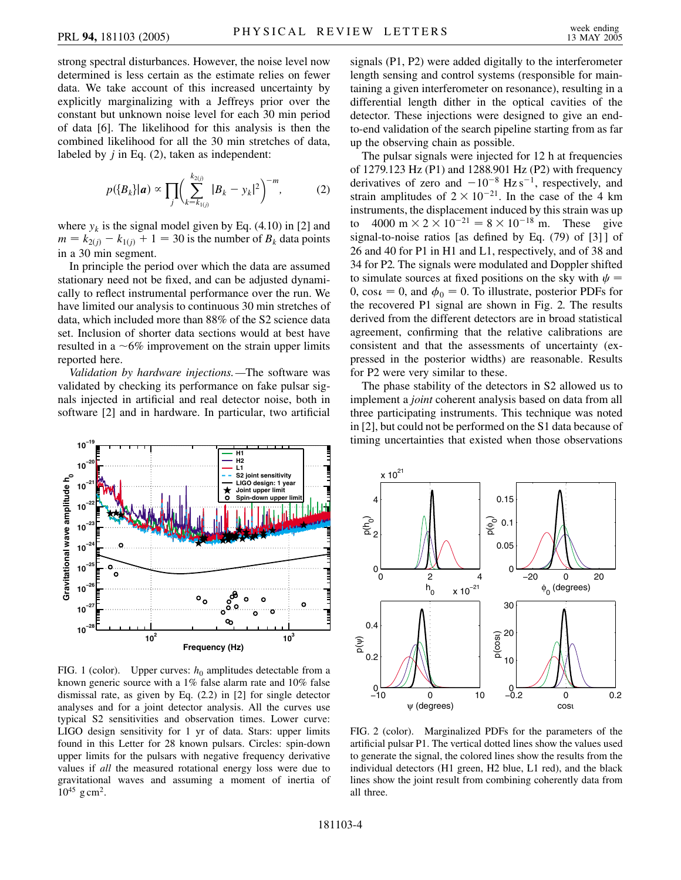strong spectral disturbances. However, the noise level now determined is less certain as the estimate relies on fewer data. We take account of this increased uncertainty by explicitly marginalizing with a Jeffreys prior over the constant but unknown noise level for each 30 min period of data [6]. The likelihood for this analysis is then the combined likelihood for all the 30 min stretches of data, labeled by $j$ in Eq. (2), taken as independent:

$$p(\{B_k\}|\boldsymbol{a}) \propto \prod_j \left( \sum_{k=k_{1(j)}}^{k_{2(j)}} |B_k - y_k|^2 \right)^{-m}, \tag{2}$$

where $y_k$ is the signal model given by Eq. (4.10) in [2] and $m = k_{2(j)} - k_{1(j)} + 1 = 30$ is the number of $B_k$ data points in a 30 min segment.

In principle the period over which the data are assumed stationary need not be fixed, and can be adjusted dynamically to reflect instrumental performance over the run. We have limited our analysis to continuous 30 min stretches of data, which included more than 88% of the S2 science data set. Inclusion of shorter data sections would at best have resulted in a ~6% improvement on the strain upper limits reported here.

*Validation by hardware injections.*—The software was validated by checking its performance on fake pulsar signals injected in artificial and real detector noise, both in software [2] and in hardware. In particular, two artificial signals (P1, P2) were added digitally to the interferometer length sensing and control systems (responsible for maintaining a given interferometer on resonance), resulting in a differential length dither in the optical cavities of the detector. These injections were designed to give an end-to-end validation of the search pipeline starting from as far up the observing chain as possible.

The pulsar signals were injected for 12 h at frequencies of 1279.123 Hz (P1) and 1288.901 Hz (P2) with frequency derivatives of zero and $-10^{-8}$ Hz s$^{-1}$, respectively, and strain amplitudes of $2 \times 10^{-21}$. In the case of the 4 km instruments, the displacement induced by this strain was up to $4000 \text{ m} \times 2 \times 10^{-21} = 8 \times 10^{-18}$ m. These give signal-to-noise ratios [as defined by Eq. (79) of [3]] of 26 and 40 for P1 in H1 and L1, respectively, and of 38 and 34 for P2. The signals were modulated and Doppler shifted to simulate sources at fixed positions on the sky with $\psi = 0$, $\cos\iota = 0$, and $\phi_0 = 0$. To illustrate, posterior PDFs for the recovered P1 signal are shown in Fig. 2. The results derived from the different detectors are in broad statistical agreement, confirming that the relative calibrations are consistent and that the assessments of uncertainty (expressed in the posterior widths) are reasonable. Results for P2 were very similar to these.

The phase stability of the detectors in S2 allowed us to implement a *joint* coherent analysis based on data from all three participating instruments. This technique was noted in [2], but could not be performed on the S1 data because of timing uncertainties that existed when those observations

Gravitational wave amplitude $h_0$
Frequency (Hz)
H1
H2
L1
S2 joint sensitivity
LIGO design: 1 year
Joint upper limit
Spin-down upper limit

FIG. 1 (color). Upper curves: $h_0$ amplitudes detectable from a known generic source with a 1% false alarm rate and 10% false dismissal rate, as given by Eq. (2.2) in [2] for single detector analyses and for a joint detector analysis. All the curves use typical S2 sensitivities and observation times. Lower curve: LIGO design sensitivity for 1 yr of data. Stars: upper limits found in this Letter for 28 known pulsars. Circles: spin-down upper limits for the pulsars with negative frequency derivative values if *all* the measured rotational energy loss were due to gravitational waves and assuming a moment of inertia of $10^{45}$ g cm$^2$.

$p(h_0)$
$h_0$
$p(\phi_0)$
$\phi_0$ (degrees)
$p(\psi)$
$\psi$ (degrees)
$p(\cos\iota)$
$\cos\iota$

FIG. 2 (color). Marginalized PDFs for the parameters of the artificial pulsar P1. The vertical dotted lines show the values used to generate the signal, the colored lines show the results from the individual detectors (H1 green, H2 blue, L1 red), and the black lines show the joint result from combining coherently data from all three.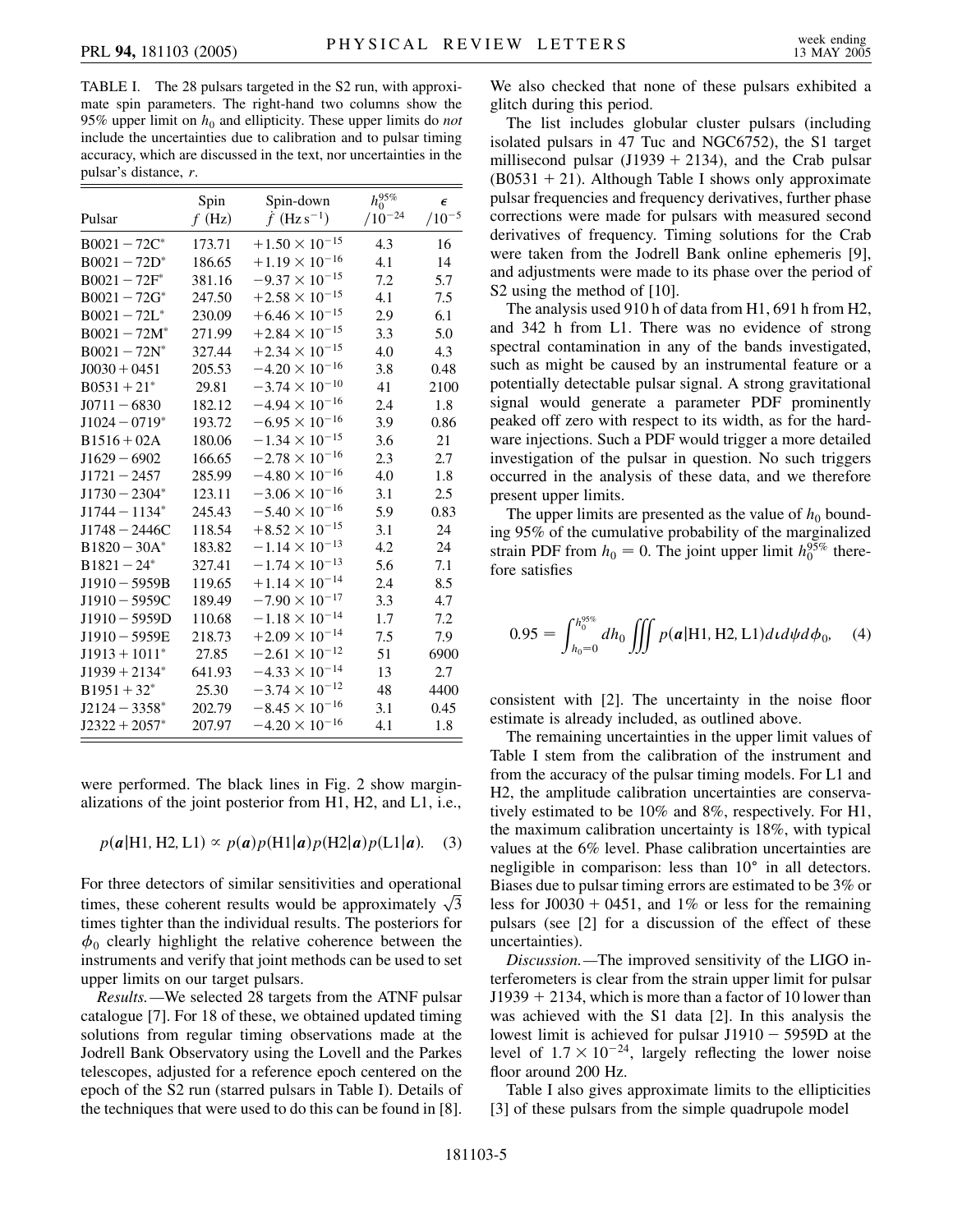TABLE I. The 28 pulsars targeted in the S2 run, with approximate spin parameters. The right-hand two columns show the 95% upper limit on $h_0$ and ellipticity. These upper limits do *not* include the uncertainties due to calibration and to pulsar timing accuracy, which are discussed in the text, nor uncertainties in the pulsar's distance, $r$.

| Pulsar | Spin $f$ (Hz) | Spin-down $\dot{f}$ (Hz s$^{-1}$) | $h_0^{95\%}$ $/10^{-24}$ | $\epsilon$ $/10^{-5}$ |
|---|---|---|---|---|
| B0021 − 72C* | 173.71 | $+1.50 \times 10^{-15}$ | 4.3 | 16 |
| B0021 − 72D* | 186.65 | $+1.19 \times 10^{-16}$ | 4.1 | 14 |
| B0021 − 72F* | 381.16 | $-9.37 \times 10^{-15}$ | 7.2 | 5.7 |
| B0021 − 72G* | 247.50 | $+2.58 \times 10^{-15}$ | 4.1 | 7.5 |
| B0021 − 72L* | 230.09 | $+6.46 \times 10^{-15}$ | 2.9 | 6.1 |
| B0021 − 72M* | 271.99 | $+2.84 \times 10^{-15}$ | 3.3 | 5.0 |
| B0021 − 72N* | 327.44 | $+2.34 \times 10^{-15}$ | 4.0 | 4.3 |
| J0030 + 0451 | 205.53 | $-4.20 \times 10^{-16}$ | 3.8 | 0.48 |
| B0531 + 21* | 29.81 | $-3.74 \times 10^{-10}$ | 41 | 2100 |
| J0711 − 6830 | 182.12 | $-4.94 \times 10^{-16}$ | 2.4 | 1.8 |
| J1024 − 0719* | 193.72 | $-6.95 \times 10^{-16}$ | 3.9 | 0.86 |
| B1516 + 02A | 180.06 | $-1.34 \times 10^{-15}$ | 3.6 | 21 |
| J1629 − 6902 | 166.65 | $-2.78 \times 10^{-16}$ | 2.3 | 2.7 |
| J1721 − 2457 | 285.99 | $-4.80 \times 10^{-16}$ | 4.0 | 1.8 |
| J1730 − 2304* | 123.11 | $-3.06 \times 10^{-16}$ | 3.1 | 2.5 |
| J1744 − 1134* | 245.43 | $-5.40 \times 10^{-16}$ | 5.9 | 0.83 |
| J1748 − 2446C | 118.54 | $+8.52 \times 10^{-15}$ | 3.1 | 24 |
| B1820 − 30A* | 183.82 | $-1.14 \times 10^{-13}$ | 4.2 | 24 |
| B1821 − 24* | 327.41 | $-1.74 \times 10^{-13}$ | 5.6 | 7.1 |
| J1910 − 5959B | 119.65 | $+1.14 \times 10^{-14}$ | 2.4 | 8.5 |
| J1910 − 5959C | 189.49 | $-7.90 \times 10^{-17}$ | 3.3 | 4.7 |
| J1910 − 5959D | 110.68 | $-1.18 \times 10^{-14}$ | 1.7 | 7.2 |
| J1910 − 5959E | 218.73 | $+2.09 \times 10^{-14}$ | 7.5 | 7.9 |
| J1913 + 1011* | 27.85 | $-2.61 \times 10^{-12}$ | 51 | 6900 |
| J1939 + 2134* | 641.93 | $-4.33 \times 10^{-14}$ | 13 | 2.7 |
| B1951 + 32* | 25.30 | $-3.74 \times 10^{-12}$ | 48 | 4400 |
| J2124 − 3358* | 202.79 | $-8.45 \times 10^{-16}$ | 3.1 | 0.45 |
| J2322 + 2057* | 207.97 | $-4.20 \times 10^{-16}$ | 4.1 | 1.8 |

were performed. The black lines in Fig. 2 show marginalizations of the joint posterior from H1, H2, and L1, i.e.,

$$p(\boldsymbol{a}|\text{H1, H2, L1}) \propto p(\boldsymbol{a})p(\text{H1}|\boldsymbol{a})p(\text{H2}|\boldsymbol{a})p(\text{L1}|\boldsymbol{a}). \quad (3)$$

For three detectors of similar sensitivities and operational times, these coherent results would be approximately $\sqrt{3}$ times tighter than the individual results. The posteriors for $\phi_0$ clearly highlight the relative coherence between the instruments and verify that joint methods can be used to set upper limits on our target pulsars.

*Results.*—We selected 28 targets from the ATNF pulsar catalogue [7]. For 18 of these, we obtained updated timing solutions from regular timing observations made at the Jodrell Bank Observatory using the Lovell and the Parkes telescopes, adjusted for a reference epoch centered on the epoch of the S2 run (starred pulsars in Table I). Details of the techniques that were used to do this can be found in [8]. We also checked that none of these pulsars exhibited a glitch during this period.

The list includes globular cluster pulsars (including isolated pulsars in 47 Tuc and NGC6752), the S1 target millisecond pulsar (J1939 + 2134), and the Crab pulsar (B0531 + 21). Although Table I shows only approximate pulsar frequencies and frequency derivatives, further phase corrections were made for pulsars with measured second derivatives of frequency. Timing solutions for the Crab were taken from the Jodrell Bank online ephemeris [9], and adjustments were made to its phase over the period of S2 using the method of [10].

The analysis used 910 h of data from H1, 691 h from H2, and 342 h from L1. There was no evidence of strong spectral contamination in any of the bands investigated, such as might be caused by an instrumental feature or a potentially detectable pulsar signal. A strong gravitational signal would generate a parameter PDF prominently peaked off zero with respect to its width, as for the hardware injections. Such a PDF would trigger a more detailed investigation of the pulsar in question. No such triggers occurred in the analysis of these data, and we therefore present upper limits.

The upper limits are presented as the value of $h_0$ bounding 95% of the cumulative probability of the marginalized strain PDF from $h_0 = 0$. The joint upper limit $h_0^{95\%}$ therefore satisfies

$$0.95 = \int_{h_0=0}^{h_0^{95\%}} dh_0 \iiint p(\boldsymbol{a}|\text{H1, H2, L1}) d\iota d\psi d\phi_0, \quad (4)$$

consistent with [2]. The uncertainty in the noise floor estimate is already included, as outlined above.

The remaining uncertainties in the upper limit values of Table I stem from the calibration of the instrument and from the accuracy of the pulsar timing models. For L1 and H2, the amplitude calibration uncertainties are conservatively estimated to be 10% and 8%, respectively. For H1, the maximum calibration uncertainty is 18%, with typical values at the 6% level. Phase calibration uncertainties are negligible in comparison: less than 10° in all detectors. Biases due to pulsar timing errors are estimated to be 3% or less for J0030 + 0451, and 1% or less for the remaining pulsars (see [2] for a discussion of the effect of these uncertainties).

*Discussion.*—The improved sensitivity of the LIGO interferometers is clear from the strain upper limit for pulsar J1939 + 2134, which is more than a factor of 10 lower than was achieved with the S1 data [2]. In this analysis the lowest limit is achieved for pulsar J1910 − 5959D at the level of $1.7 \times 10^{-24}$, largely reflecting the lower noise floor around 200 Hz.

Table I also gives approximate limits to the ellipticities [3] of these pulsars from the simple quadrupole model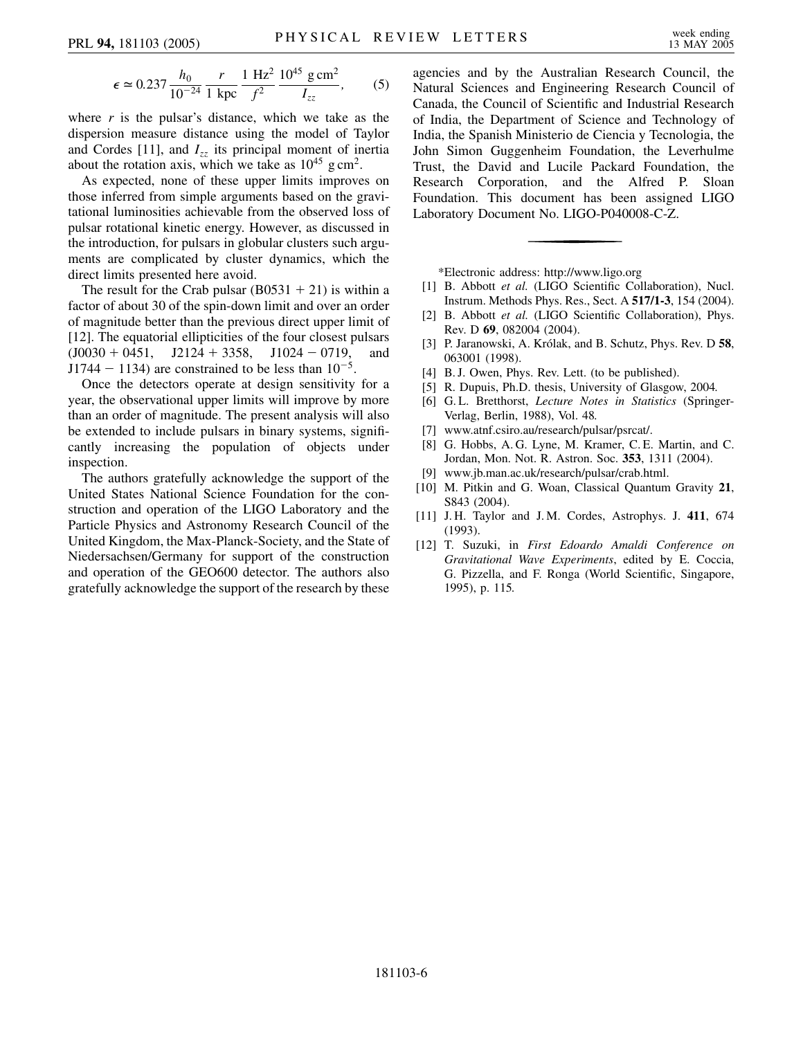$$\epsilon \simeq 0.237 \frac{h_0}{10^{-24}} \frac{r}{1 \text{ kpc}} \frac{1 \text{ Hz}^2}{f^2} \frac{10^{45} \text{ g cm}^2}{I_{zz}}, \qquad (5)$$

where $r$ is the pulsar's distance, which we take as the dispersion measure distance using the model of Taylor and Cordes [11], and $I_{zz}$ its principal moment of inertia about the rotation axis, which we take as $10^{45}$ g cm$^2$.

As expected, none of these upper limits improves on those inferred from simple arguments based on the gravitational luminosities achievable from the observed loss of pulsar rotational kinetic energy. However, as discussed in the introduction, for pulsars in globular clusters such arguments are complicated by cluster dynamics, which the direct limits presented here avoid.

The result for the Crab pulsar (B0531 + 21) is within a factor of about 30 of the spin-down limit and over an order of magnitude better than the previous direct upper limit of [12]. The equatorial ellipticities of the four closest pulsars (J0030 + 0451, J2124 + 3358, J1024 − 0719, and J1744 − 1134) are constrained to be less than $10^{-5}$.

Once the detectors operate at design sensitivity for a year, the observational upper limits will improve by more than an order of magnitude. The present analysis will also be extended to include pulsars in binary systems, significantly increasing the population of objects under inspection.

The authors gratefully acknowledge the support of the United States National Science Foundation for the construction and operation of the LIGO Laboratory and the Particle Physics and Astronomy Research Council of the United Kingdom, the Max-Planck-Society, and the State of Niedersachsen/Germany for support of the construction and operation of the GEO600 detector. The authors also gratefully acknowledge the support of the research by these agencies and by the Australian Research Council, the Natural Sciences and Engineering Research Council of Canada, the Council of Scientific and Industrial Research of India, the Department of Science and Technology of India, the Spanish Ministerio de Ciencia y Tecnologia, the John Simon Guggenheim Foundation, the Leverhulme Trust, the David and Lucile Packard Foundation, the Research Corporation, and the Alfred P. Sloan Foundation. This document has been assigned LIGO Laboratory Document No. LIGO-P040008-C-Z.

---

*Electronic address: http://www.ligo.org

[1] B. Abbott *et al.* (LIGO Scientific Collaboration), Nucl. Instrum. Methods Phys. Res., Sect. A **517/1-3**, 154 (2004).

[2] B. Abbott *et al.* (LIGO Scientific Collaboration), Phys. Rev. D **69**, 082004 (2004).

[3] P. Jaranowski, A. Królak, and B. Schutz, Phys. Rev. D **58**, 063001 (1998).

[4] B. J. Owen, Phys. Rev. Lett. (to be published).

[5] R. Dupuis, Ph.D. thesis, University of Glasgow, 2004.

[6] G. L. Bretthorst, *Lecture Notes in Statistics* (Springer-Verlag, Berlin, 1988), Vol. 48.

[7] www.atnf.csiro.au/research/pulsar/psrcat/.

[8] G. Hobbs, A. G. Lyne, M. Kramer, C. E. Martin, and C. Jordan, Mon. Not. R. Astron. Soc. **353**, 1311 (2004).

[9] www.jb.man.ac.uk/research/pulsar/crab.html.

[10] M. Pitkin and G. Woan, Classical Quantum Gravity **21**, S843 (2004).

[11] J. H. Taylor and J. M. Cordes, Astrophys. J. **411**, 674 (1993).

[12] T. Suzuki, in *First Edoardo Amaldi Conference on Gravitational Wave Experiments*, edited by E. Coccia, G. Pizzella, and F. Ronga (World Scientific, Singapore, 1995), p. 115.